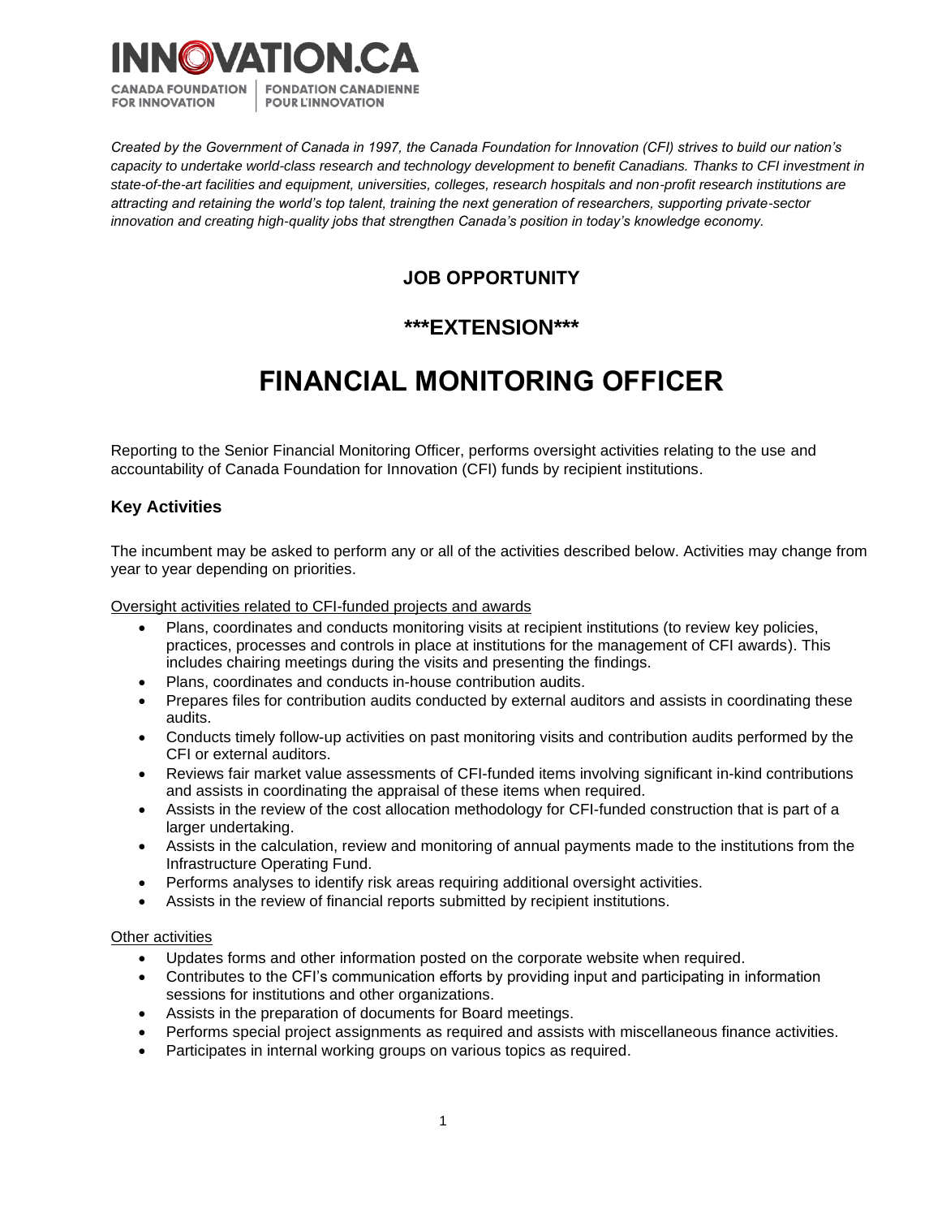INNOVATION.CA

CANADA FOUNDATION FOR INNOVATION | FONDATION CANADIENNE POUR L'INNOVATION

*Created by the Government of Canada in 1997, the Canada Foundation for Innovation (CFI) strives to build our nation's capacity to undertake world-class research and technology development to benefit Canadians. Thanks to CFI investment in state-of-the-art facilities and equipment, universities, colleges, research hospitals and non-profit research institutions are attracting and retaining the world's top talent, training the next generation of researchers, supporting private-sector innovation and creating high-quality jobs that strengthen Canada's position in today's knowledge economy.*

**JOB OPPORTUNITY**

**\*\*\*EXTENSION\*\*\***

# FINANCIAL MONITORING OFFICER

Reporting to the Senior Financial Monitoring Officer, performs oversight activities relating to the use and accountability of Canada Foundation for Innovation (CFI) funds by recipient institutions.

## Key Activities

The incumbent may be asked to perform any or all of the activities described below. Activities may change from year to year depending on priorities.

<u>Oversight activities related to CFI-funded projects and awards</u>

- Plans, coordinates and conducts monitoring visits at recipient institutions (to review key policies, practices, processes and controls in place at institutions for the management of CFI awards). This includes chairing meetings during the visits and presenting the findings.
- Plans, coordinates and conducts in-house contribution audits.
- Prepares files for contribution audits conducted by external auditors and assists in coordinating these audits.
- Conducts timely follow-up activities on past monitoring visits and contribution audits performed by the CFI or external auditors.
- Reviews fair market value assessments of CFI-funded items involving significant in-kind contributions and assists in coordinating the appraisal of these items when required.
- Assists in the review of the cost allocation methodology for CFI-funded construction that is part of a larger undertaking.
- Assists in the calculation, review and monitoring of annual payments made to the institutions from the Infrastructure Operating Fund.
- Performs analyses to identify risk areas requiring additional oversight activities.
- Assists in the review of financial reports submitted by recipient institutions.

<u>Other activities</u>

- Updates forms and other information posted on the corporate website when required.
- Contributes to the CFI's communication efforts by providing input and participating in information sessions for institutions and other organizations.
- Assists in the preparation of documents for Board meetings.
- Performs special project assignments as required and assists with miscellaneous finance activities.
- Participates in internal working groups on various topics as required.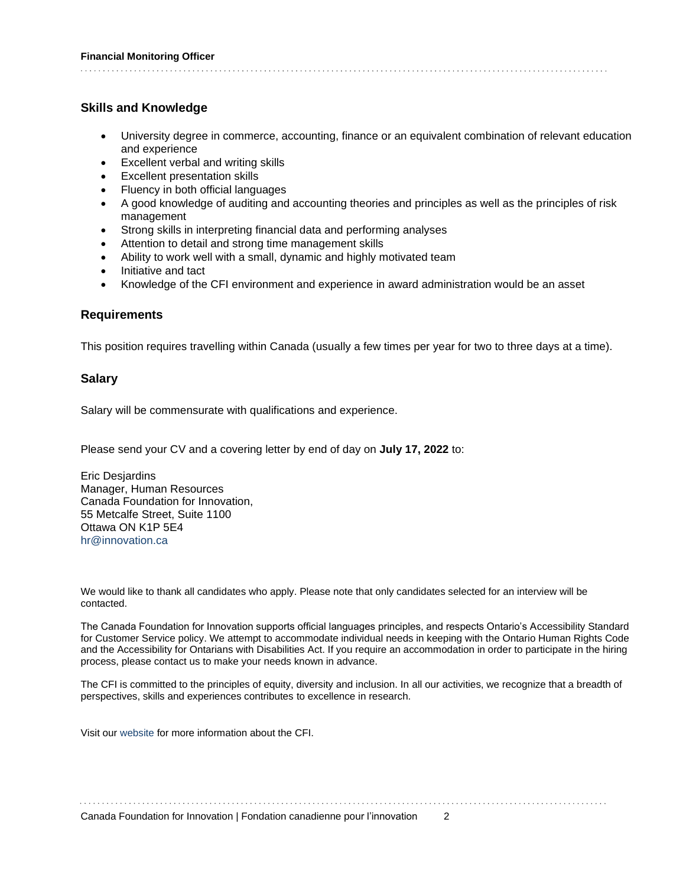## Skills and Knowledge

- University degree in commerce, accounting, finance or an equivalent combination of relevant education and experience
- Excellent verbal and writing skills
- Excellent presentation skills
- Fluency in both official languages
- A good knowledge of auditing and accounting theories and principles as well as the principles of risk management
- Strong skills in interpreting financial data and performing analyses
- Attention to detail and strong time management skills
- Ability to work well with a small, dynamic and highly motivated team
- Initiative and tact
- Knowledge of the CFI environment and experience in award administration would be an asset

## Requirements

This position requires travelling within Canada (usually a few times per year for two to three days at a time).

## Salary

Salary will be commensurate with qualifications and experience.

Please send your CV and a covering letter by end of day on **July 17, 2022** to:

Eric Desjardins
Manager, Human Resources
Canada Foundation for Innovation,
55 Metcalfe Street, Suite 1100
Ottawa ON K1P 5E4
hr@innovation.ca

We would like to thank all candidates who apply. Please note that only candidates selected for an interview will be contacted.

The Canada Foundation for Innovation supports official languages principles, and respects Ontario's Accessibility Standard for Customer Service policy. We attempt to accommodate individual needs in keeping with the Ontario Human Rights Code and the Accessibility for Ontarians with Disabilities Act. If you require an accommodation in order to participate in the hiring process, please contact us to make your needs known in advance.

The CFI is committed to the principles of equity, diversity and inclusion. In all our activities, we recognize that a breadth of perspectives, skills and experiences contributes to excellence in research.

Visit our website for more information about the CFI.